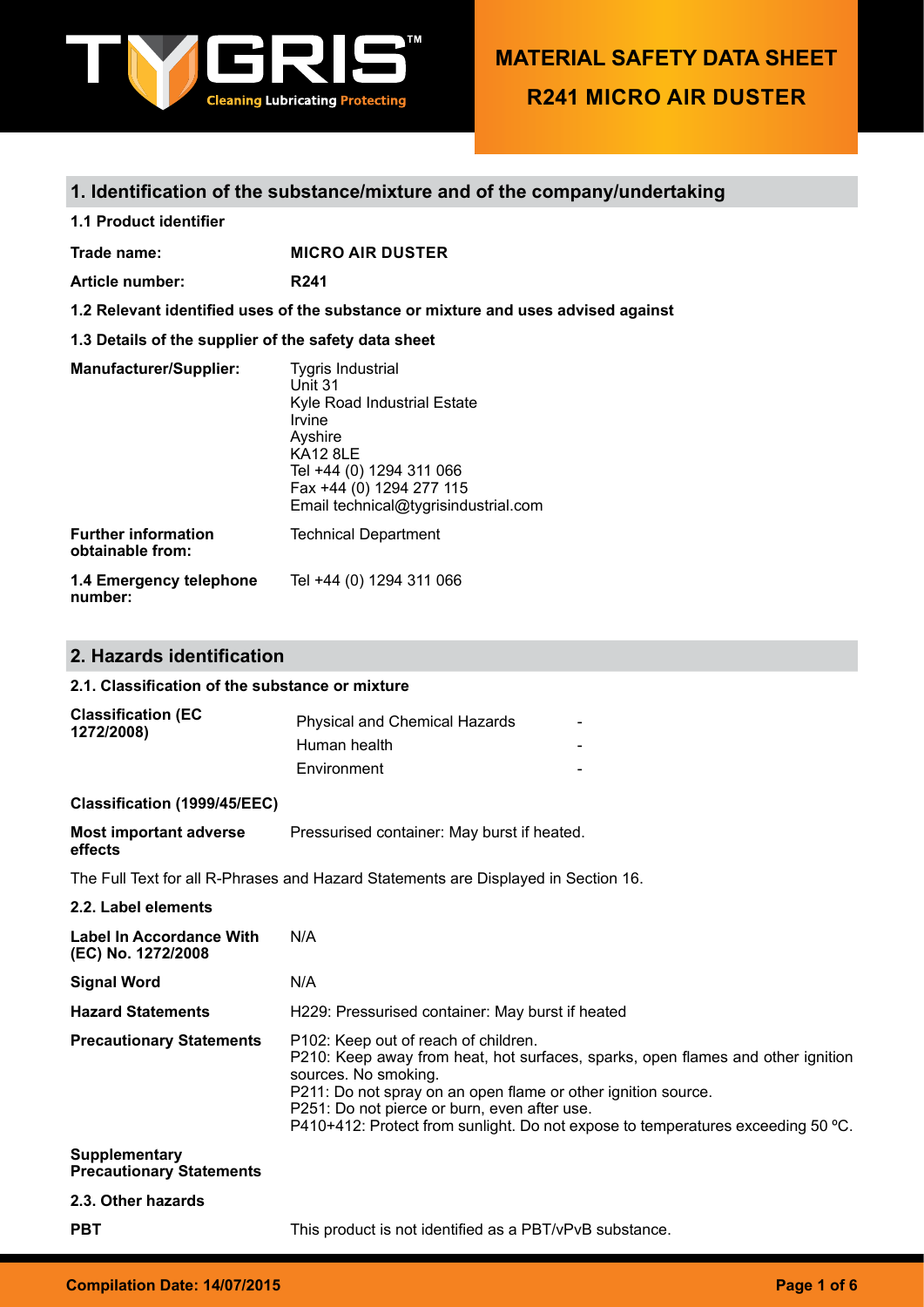# MATERIAL SAFETY DATA SHEET

# R241 MICRO AIR DUSTER

## 1. Identification of the substance/mixture and of the company/undertaking

**1.1 Product identifier**

| | |
|---|---|
| **Trade name:** | **MICRO AIR DUSTER** |
| **Article number:** | **R241** |

**1.2 Relevant identified uses of the substance or mixture and uses advised against**

**1.3 Details of the supplier of the safety data sheet**

| | |
|---|---|
| **Manufacturer/Supplier:** | Tygris Industrial<br>Unit 31<br>Kyle Road Industrial Estate<br>Irvine<br>Ayshire<br>KA12 8LE<br>Tel +44 (0) 1294 311 066<br>Fax +44 (0) 1294 277 115<br>Email technical@tygrisindustrial.com |
| **Further information obtainable from:** | Technical Department |
| **1.4 Emergency telephone number:** | Tel +44 (0) 1294 311 066 |

## 2. Hazards identification

**2.1. Classification of the substance or mixture**

| | | |
|---|---|---|
| **Classification (EC 1272/2008)** | Physical and Chemical Hazards | - |
| | Human health | - |
| | Environment | - |

**Classification (1999/45/EEC)**

| | |
|---|---|
| **Most important adverse effects** | Pressurised container: May burst if heated. |

The Full Text for all R-Phrases and Hazard Statements are Displayed in Section 16.

**2.2. Label elements**

| | |
|---|---|
| **Label In Accordance With (EC) No. 1272/2008** | N/A |
| **Signal Word** | N/A |
| **Hazard Statements** | H229: Pressurised container: May burst if heated |
| **Precautionary Statements** | P102: Keep out of reach of children.<br>P210: Keep away from heat, hot surfaces, sparks, open flames and other ignition sources. No smoking.<br>P211: Do not spray on an open flame or other ignition source.<br>P251: Do not pierce or burn, even after use.<br>P410+412: Protect from sunlight. Do not expose to temperatures exceeding 50 ºC. |
| **Supplementary Precautionary Statements** | |

**2.3. Other hazards**

| | |
|---|---|
| **PBT** | This product is not identified as a PBT/vPvB substance. |

Compilation Date: 14/07/2015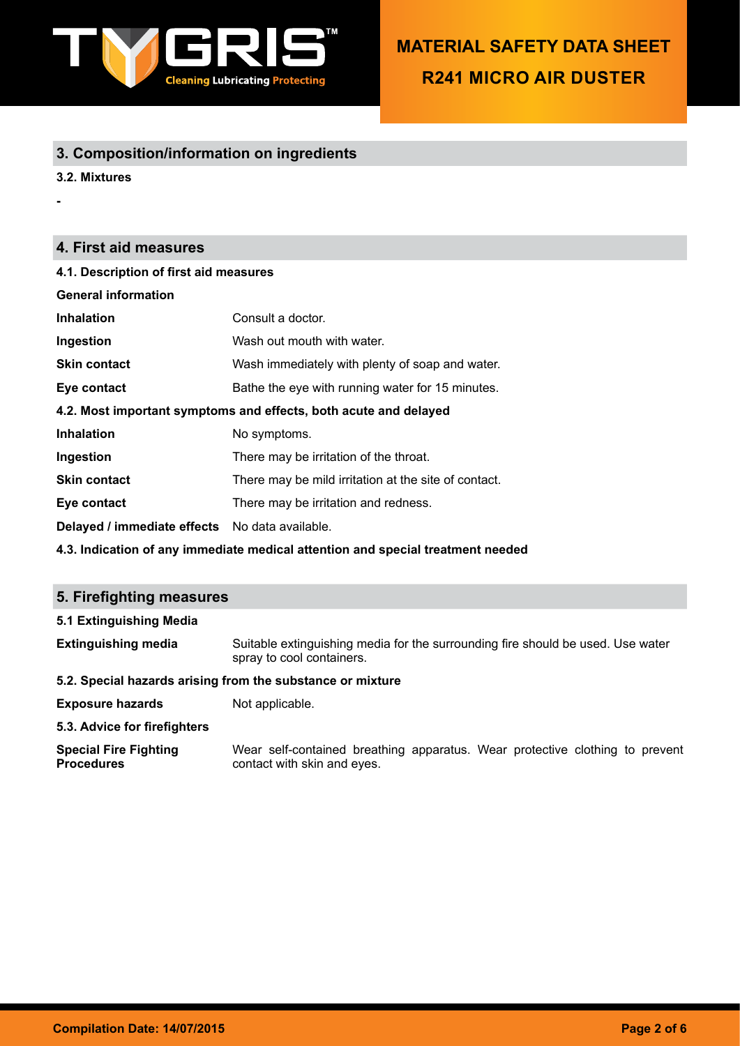## 3. Composition/information on ingredients

**3.2. Mixtures**

-

## 4. First aid measures

**4.1. Description of first aid measures**

**General information**

| | |
|---|---|
| **Inhalation** | Consult a doctor. |
| **Ingestion** | Wash out mouth with water. |
| **Skin contact** | Wash immediately with plenty of soap and water. |
| **Eye contact** | Bathe the eye with running water for 15 minutes. |

**4.2. Most important symptoms and effects, both acute and delayed**

| | |
|---|---|
| **Inhalation** | No symptoms. |
| **Ingestion** | There may be irritation of the throat. |
| **Skin contact** | There may be mild irritation at the site of contact. |
| **Eye contact** | There may be irritation and redness. |
| **Delayed / immediate effects** | No data available. |

**4.3. Indication of any immediate medical attention and special treatment needed**

## 5. Firefighting measures

**5.1 Extinguishing Media**

| | |
|---|---|
| **Extinguishing media** | Suitable extinguishing media for the surrounding fire should be used. Use water spray to cool containers. |

**5.2. Special hazards arising from the substance or mixture**

| | |
|---|---|
| **Exposure hazards** | Not applicable. |

**5.3. Advice for firefighters**

| | |
|---|---|
| **Special Fire Fighting Procedures** | Wear self-contained breathing apparatus. Wear protective clothing to prevent contact with skin and eyes. |

**Compilation Date: 14/07/2015**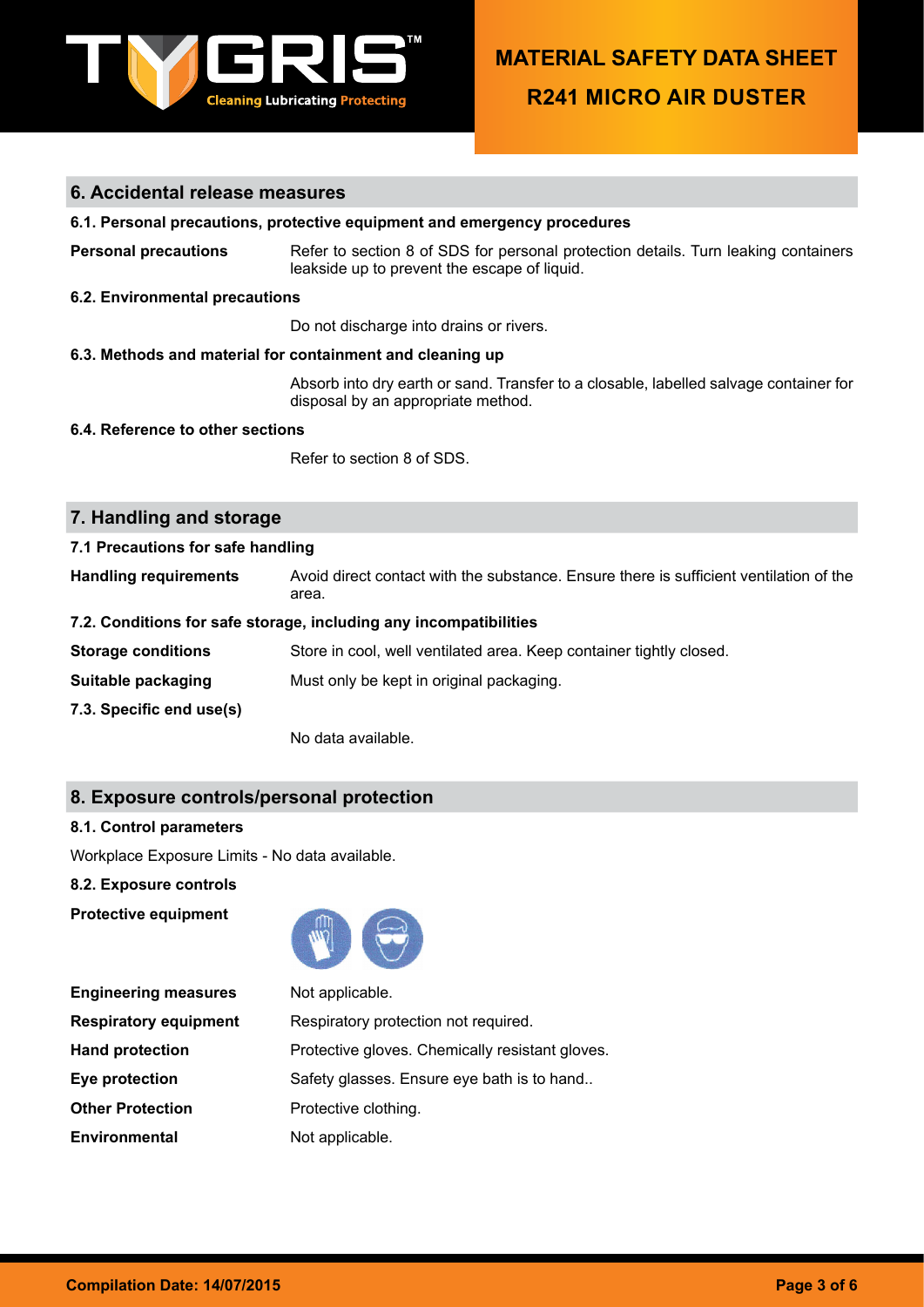## 6. Accidental release measures

### 6.1. Personal precautions, protective equipment and emergency procedures

**Personal precautions** Refer to section 8 of SDS for personal protection details. Turn leaking containers leakside up to prevent the escape of liquid.

### 6.2. Environmental precautions

Do not discharge into drains or rivers.

### 6.3. Methods and material for containment and cleaning up

Absorb into dry earth or sand. Transfer to a closable, labelled salvage container for disposal by an appropriate method.

### 6.4. Reference to other sections

Refer to section 8 of SDS.

## 7. Handling and storage

### 7.1 Precautions for safe handling

**Handling requirements** Avoid direct contact with the substance. Ensure there is sufficient ventilation of the area.

### 7.2. Conditions for safe storage, including any incompatibilities

**Storage conditions** Store in cool, well ventilated area. Keep container tightly closed.

**Suitable packaging** Must only be kept in original packaging.

### 7.3. Specific end use(s)

No data available.

## 8. Exposure controls/personal protection

### 8.1. Control parameters

Workplace Exposure Limits - No data available.

### 8.2. Exposure controls

**Protective equipment**

**Engineering measures** Not applicable.

**Respiratory equipment** Respiratory protection not required.

**Hand protection** Protective gloves. Chemically resistant gloves.

**Eye protection** Safety glasses. Ensure eye bath is to hand..

**Other Protection** Protective clothing.

**Environmental** Not applicable.

**Compilation Date: 14/07/2015**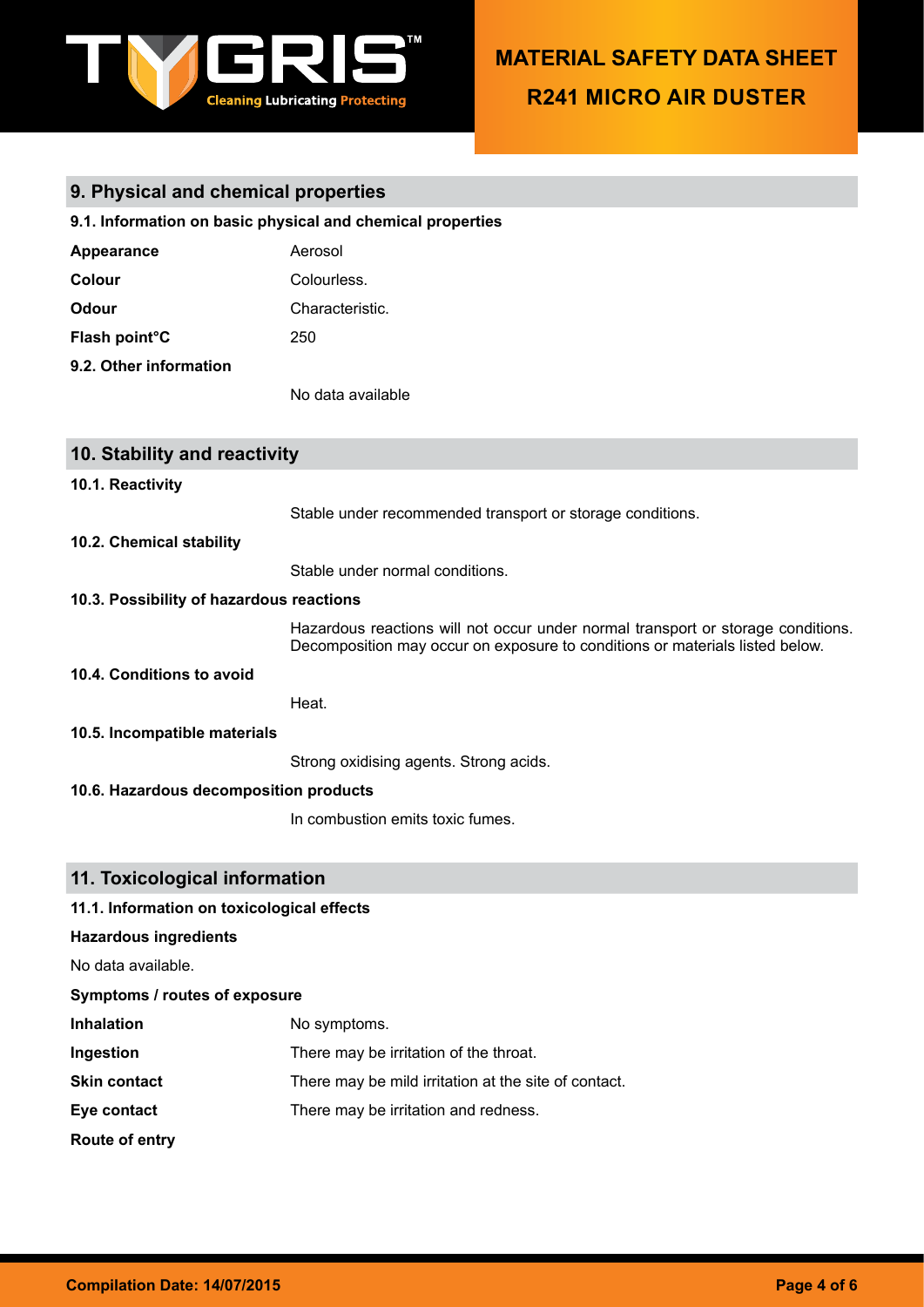## 9. Physical and chemical properties

### 9.1. Information on basic physical and chemical properties

| | |
|---|---|
| **Appearance** | Aerosol |
| **Colour** | Colourless. |
| **Odour** | Characteristic. |
| **Flash point°C** | 250 |

### 9.2. Other information

No data available

## 10. Stability and reactivity

### 10.1. Reactivity

Stable under recommended transport or storage conditions.

### 10.2. Chemical stability

Stable under normal conditions.

### 10.3. Possibility of hazardous reactions

Hazardous reactions will not occur under normal transport or storage conditions. Decomposition may occur on exposure to conditions or materials listed below.

### 10.4. Conditions to avoid

Heat.

### 10.5. Incompatible materials

Strong oxidising agents. Strong acids.

### 10.6. Hazardous decomposition products

In combustion emits toxic fumes.

## 11. Toxicological information

### 11.1. Information on toxicological effects

**Hazardous ingredients**

No data available.

**Symptoms / routes of exposure**

| | |
|---|---|
| **Inhalation** | No symptoms. |
| **Ingestion** | There may be irritation of the throat. |
| **Skin contact** | There may be mild irritation at the site of contact. |
| **Eye contact** | There may be irritation and redness. |

**Route of entry**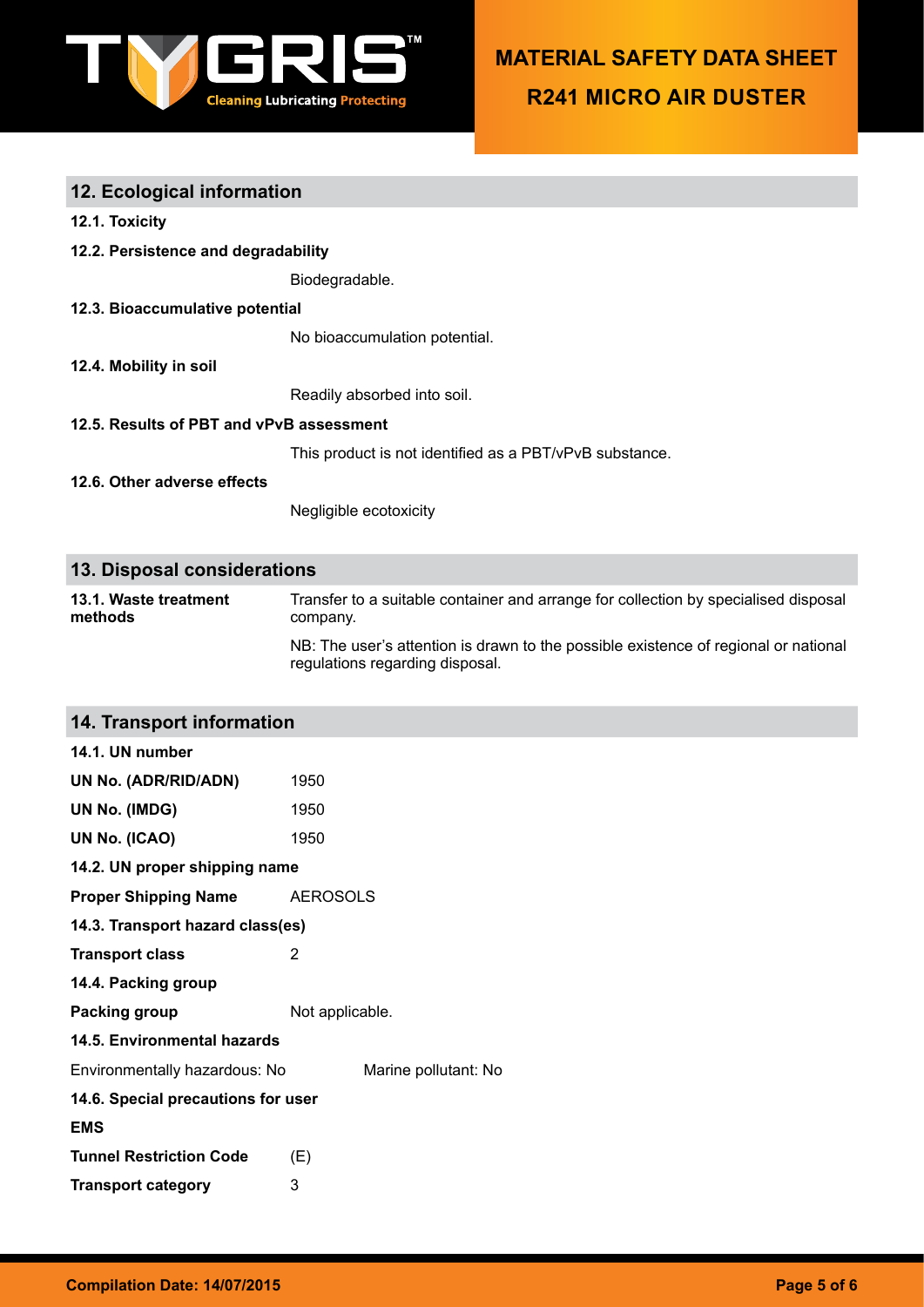## 12. Ecological information

**12.1. Toxicity**

**12.2. Persistence and degradability**

Biodegradable.

**12.3. Bioaccumulative potential**

No bioaccumulation potential.

**12.4. Mobility in soil**

Readily absorbed into soil.

**12.5. Results of PBT and vPvB assessment**

This product is not identified as a PBT/vPvB substance.

**12.6. Other adverse effects**

Negligible ecotoxicity

## 13. Disposal considerations

**13.1. Waste treatment methods**

Transfer to a suitable container and arrange for collection by specialised disposal company.

NB: The user's attention is drawn to the possible existence of regional or national regulations regarding disposal.

## 14. Transport information

**14.1. UN number**

**UN No. (ADR/RID/ADN)** 1950

**UN No. (IMDG)** 1950

**UN No. (ICAO)** 1950

**14.2. UN proper shipping name**

**Proper Shipping Name** AEROSOLS

**14.3. Transport hazard class(es)**

**Transport class** 2

**14.4. Packing group**

**Packing group** Not applicable.

**14.5. Environmental hazards**

Environmentally hazardous: No    Marine pollutant: No

**14.6. Special precautions for user**

**EMS**

**Tunnel Restriction Code** (E)

**Transport category** 3

**Compilation Date: 14/07/2015**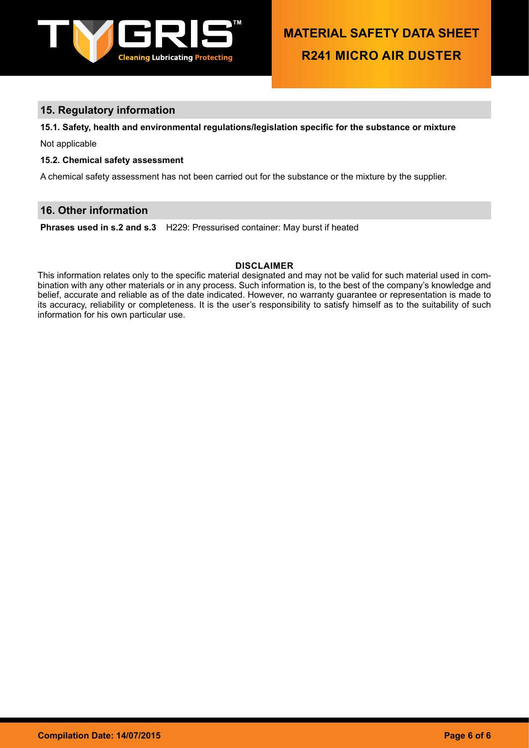## 15. Regulatory information

**15.1. Safety, health and environmental regulations/legislation specific for the substance or mixture**

Not applicable

**15.2. Chemical safety assessment**

A chemical safety assessment has not been carried out for the substance or the mixture by the supplier.

## 16. Other information

**Phrases used in s.2 and s.3** H229: Pressurised container: May burst if heated

**DISCLAIMER**

This information relates only to the specific material designated and may not be valid for such material used in combination with any other materials or in any process. Such information is, to the best of the company's knowledge and belief, accurate and reliable as of the date indicated. However, no warranty guarantee or representation is made to its accuracy, reliability or completeness. It is the user's responsibility to satisfy himself as to the suitability of such information for his own particular use.